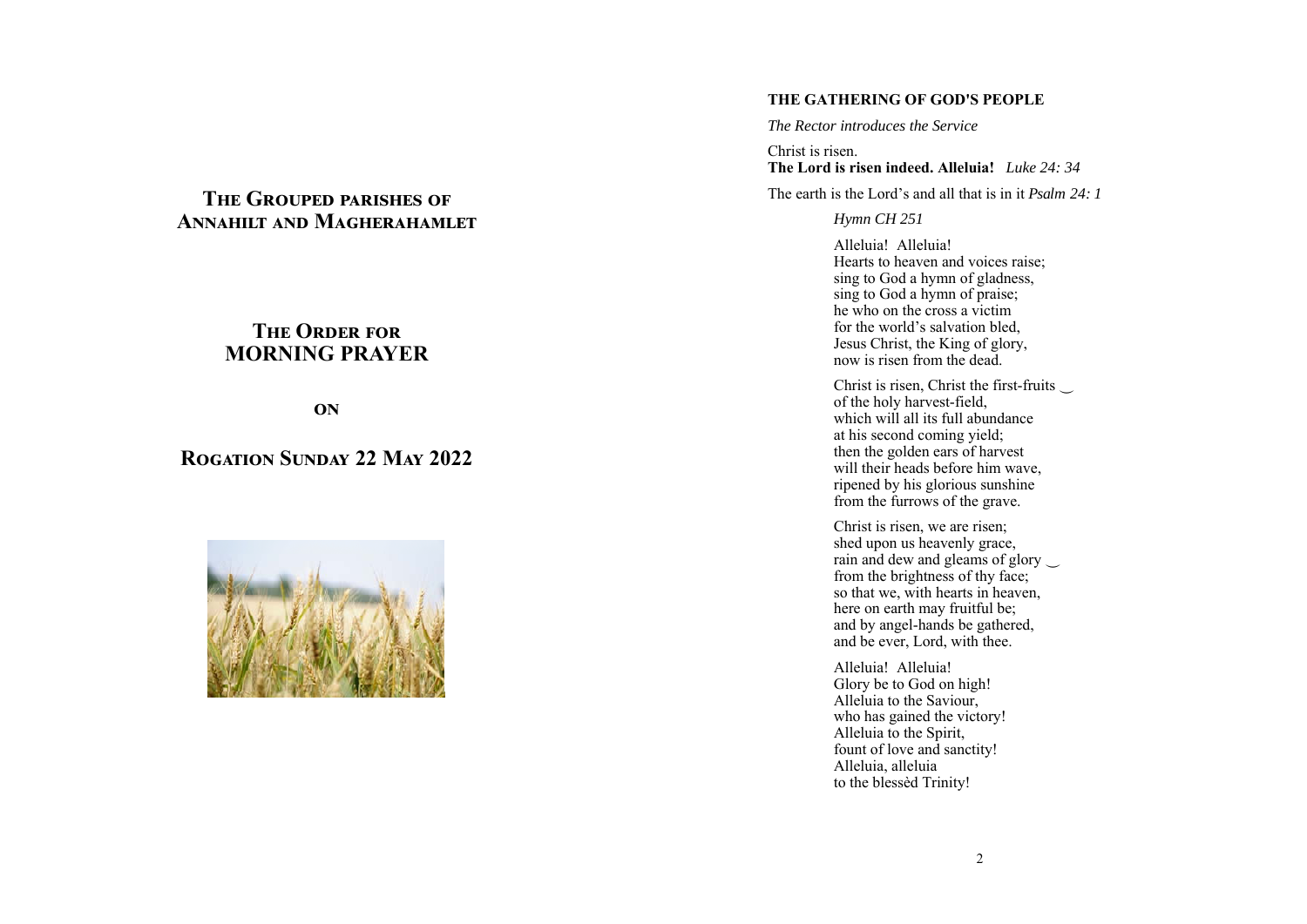# The Grouped parishes of Annahilt and Magherahamlet

## The Order for MORNING PRAYER

**ON**

## Rogation Sunday 22 May 2022

**THE GATHERING OF GOD'S PEOPLE**

*The Rector introduces the Service*

Christ is risen.
**The Lord is risen indeed. Alleluia!** *Luke 24: 34*

The earth is the Lord's and all that is in it *Psalm 24: 1*

*Hymn CH 251*

Alleluia! Alleluia!
Hearts to heaven and voices raise;
sing to God a hymn of gladness,
sing to God a hymn of praise;
he who on the cross a victim
for the world's salvation bled,
Jesus Christ, the King of glory,
now is risen from the dead.

Christ is risen, Christ the first-fruits ‿
of the holy harvest-field,
which will all its full abundance
at his second coming yield;
then the golden ears of harvest
will their heads before him wave,
ripened by his glorious sunshine
from the furrows of the grave.

Christ is risen, we are risen;
shed upon us heavenly grace,
rain and dew and gleams of glory ‿
from the brightness of thy face;
so that we, with hearts in heaven,
here on earth may fruitful be;
and by angel-hands be gathered,
and be ever, Lord, with thee.

Alleluia! Alleluia!
Glory be to God on high!
Alleluia to the Saviour,
who has gained the victory!
Alleluia to the Spirit,
fount of love and sanctity!
Alleluia, alleluia
to the blessèd Trinity!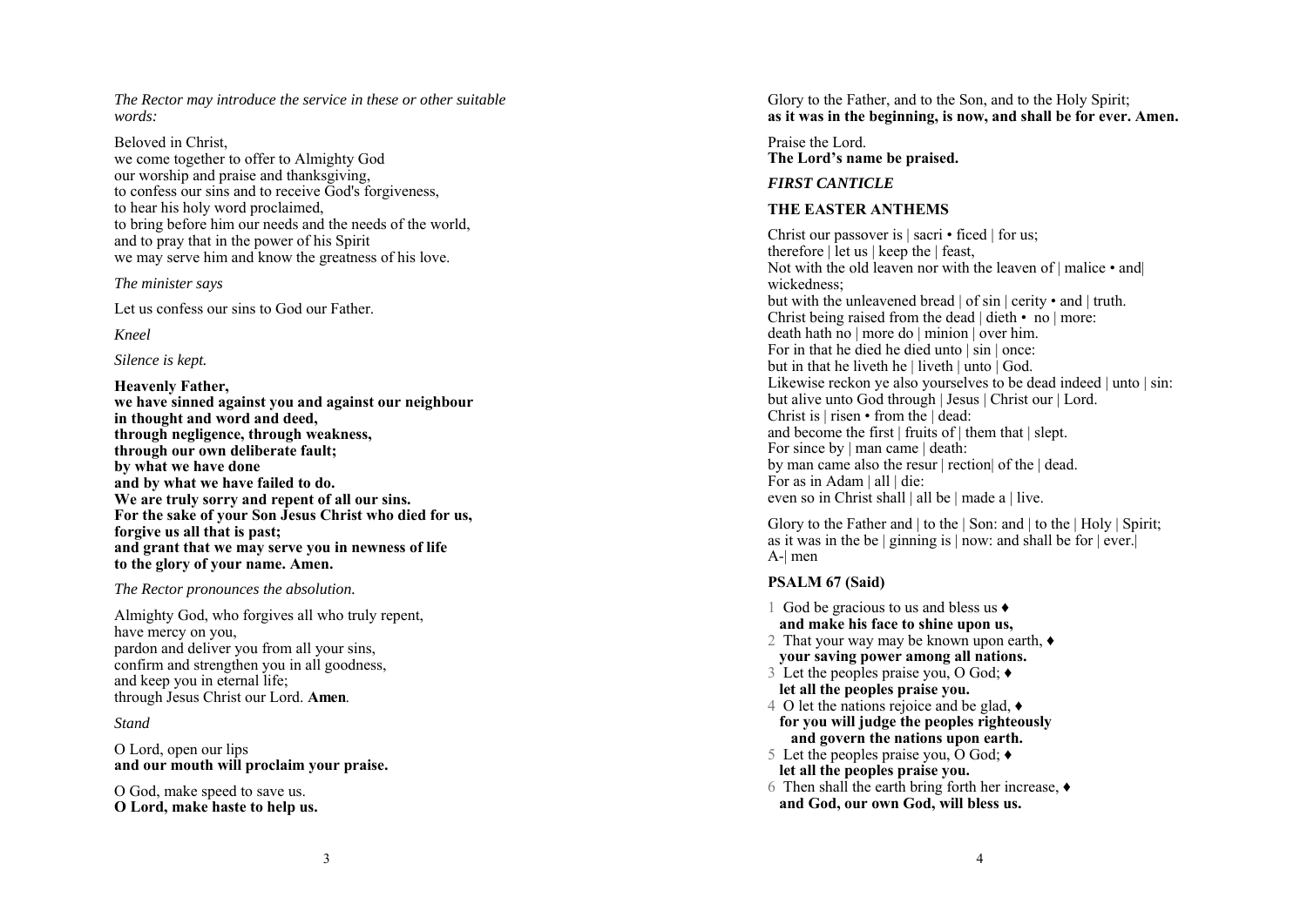*The Rector may introduce the service in these or other suitable words:*

Beloved in Christ,
we come together to offer to Almighty God
our worship and praise and thanksgiving,
to confess our sins and to receive God's forgiveness,
to hear his holy word proclaimed,
to bring before him our needs and the needs of the world,
and to pray that in the power of his Spirit
we may serve him and know the greatness of his love.

*The minister says*

Let us confess our sins to God our Father.

*Kneel*

*Silence is kept.*

**Heavenly Father,**
**we have sinned against you and against our neighbour**
**in thought and word and deed,**
**through negligence, through weakness,**
**through our own deliberate fault;**
**by what we have done**
**and by what we have failed to do.**
**We are truly sorry and repent of all our sins.**
**For the sake of your Son Jesus Christ who died for us,**
**forgive us all that is past;**
**and grant that we may serve you in newness of life**
**to the glory of your name. Amen.**

*The Rector pronounces the absolution.*

Almighty God, who forgives all who truly repent,
have mercy on you,
pardon and deliver you from all your sins,
confirm and strengthen you in all goodness,
and keep you in eternal life;
through Jesus Christ our Lord. **Amen**.

*Stand*

O Lord, open our lips
**and our mouth will proclaim your praise.**

O God, make speed to save us.
**O Lord, make haste to help us.**

Glory to the Father, and to the Son, and to the Holy Spirit;
**as it was in the beginning, is now, and shall be for ever. Amen.**

Praise the Lord.
**The Lord's name be praised.**

***FIRST CANTICLE***

**THE EASTER ANTHEMS**

Christ our passover is | sacri • ficed | for us;
therefore | let us | keep the | feast,
Not with the old leaven nor with the leaven of | malice • and| wickedness;
but with the unleavened bread | of sin | cerity • and | truth.
Christ being raised from the dead | dieth • no | more:
death hath no | more do | minion | over him.
For in that he died he died unto | sin | once:
but in that he liveth he | liveth | unto | God.
Likewise reckon ye also yourselves to be dead indeed | unto | sin:
but alive unto God through | Jesus | Christ our | Lord.
Christ is | risen • from the | dead:
and become the first | fruits of | them that | slept.
For since by | man came | death:
by man came also the resur | rection| of the | dead.
For as in Adam | all | die:
even so in Christ shall | all be | made a | live.

Glory to the Father and | to the | Son: and | to the | Holy | Spirit;
as it was in the be | ginning is | now: and shall be for | ever.|
A-| men

**PSALM 67 (Said)**

1 God be gracious to us and bless us ♦
**and make his face to shine upon us,**
2 That your way may be known upon earth, ♦
**your saving power among all nations.**
3 Let the peoples praise you, O God; ♦
**let all the peoples praise you.**
4 O let the nations rejoice and be glad, ♦
**for you will judge the peoples righteously**
**and govern the nations upon earth.**
5 Let the peoples praise you, O God; ♦
**let all the peoples praise you.**
6 Then shall the earth bring forth her increase, ♦
**and God, our own God, will bless us.**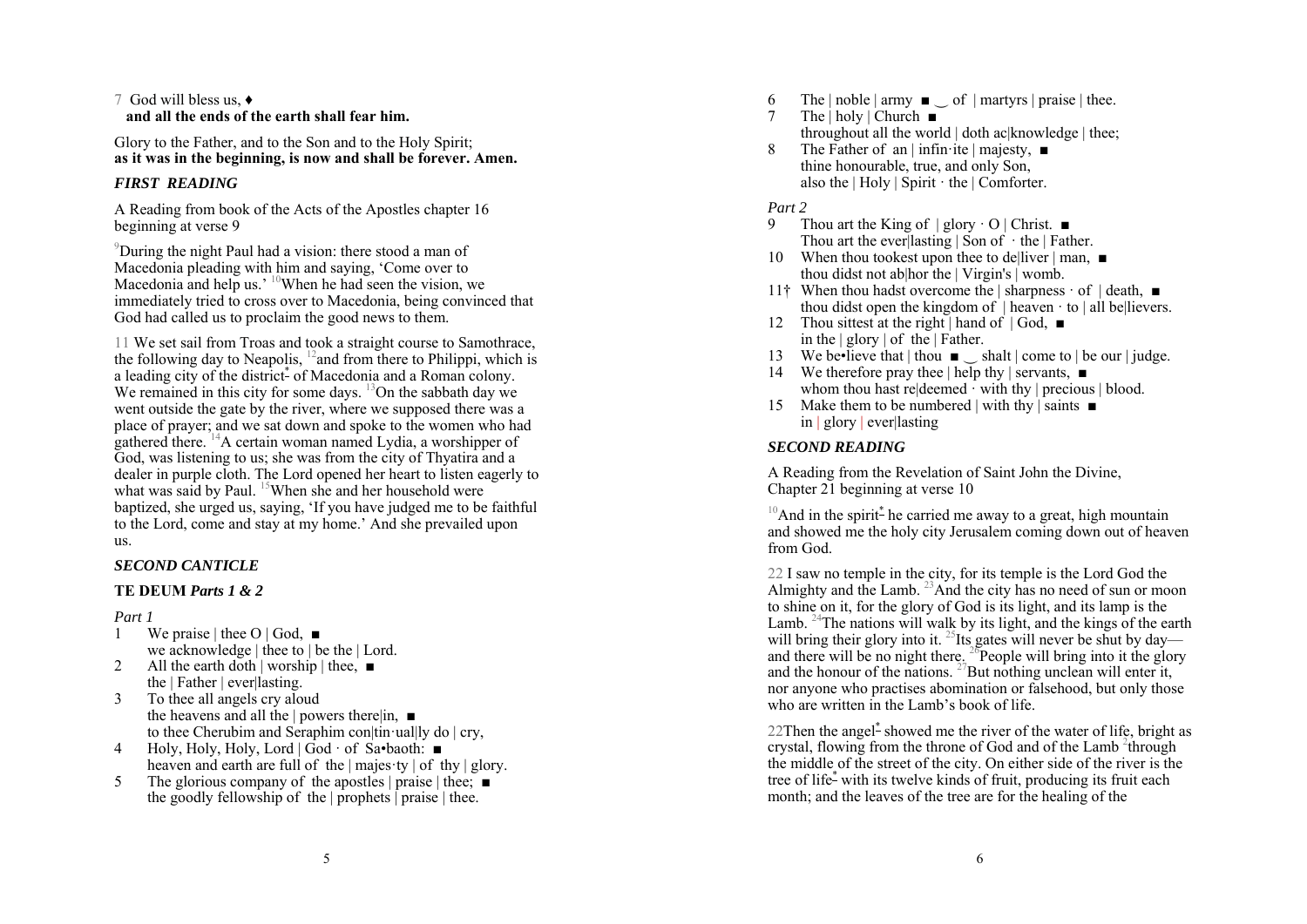7 God will bless us, ♦
**and all the ends of the earth shall fear him.**

Glory to the Father, and to the Son and to the Holy Spirit;
**as it was in the beginning, is now and shall be forever. Amen.**

### *FIRST READING*

A Reading from book of the Acts of the Apostles chapter 16 beginning at verse 9

[9]During the night Paul had a vision: there stood a man of Macedonia pleading with him and saying, 'Come over to Macedonia and help us.' [10]When he had seen the vision, we immediately tried to cross over to Macedonia, being convinced that God had called us to proclaim the good news to them.

11 We set sail from Troas and took a straight course to Samothrace, the following day to Neapolis, [12]and from there to Philippi, which is a leading city of the district* of Macedonia and a Roman colony. We remained in this city for some days. [13]On the sabbath day we went outside the gate by the river, where we supposed there was a place of prayer; and we sat down and spoke to the women who had gathered there. [14]A certain woman named Lydia, a worshipper of God, was listening to us; she was from the city of Thyatira and a dealer in purple cloth. The Lord opened her heart to listen eagerly to what was said by Paul. [15]When she and her household were baptized, she urged us, saying, 'If you have judged me to be faithful to the Lord, come and stay at my home.' And she prevailed upon us.

### *SECOND CANTICLE*

### TE DEUM *Parts 1 & 2*

*Part 1*

1 We praise | thee O | God, ■
we acknowledge | thee to | be the | Lord.
2 All the earth doth | worship | thee, ■
the | Father | ever|lasting.
3 To thee all angels cry aloud
the heavens and all the | powers there|in, ■
to thee Cherubim and Seraphim con|tin·ual|ly do | cry,
4 Holy, Holy, Holy, Lord | God · of Sa•baoth: ■
heaven and earth are full of the | majes·ty | of thy | glory.
5 The glorious company of the apostles | praise | thee; ■
the goodly fellowship of the | prophets | praise | thee.
6 The | noble | army ■ ‿ of | martyrs | praise | thee.
7 The | holy | Church ■
throughout all the world | doth ac|knowledge | thee;
8 The Father of an | infin·ite | majesty, ■
thine honourable, true, and only Son,
also the | Holy | Spirit · the | Comforter.

*Part 2*

9 Thou art the King of | glory · O | Christ. ■
Thou art the ever|lasting | Son of · the | Father.
10 When thou tookest upon thee to de|liver | man, ■
thou didst not ab|hor the | Virgin's | womb.
11† When thou hadst overcome the | sharpness · of | death, ■
thou didst open the kingdom of | heaven · to | all be|lievers.
12 Thou sittest at the right | hand of | God, ■
in the | glory | of the | Father.
13 We be•lieve that | thou ■ ‿ shalt | come to | be our | judge.
14 We therefore pray thee | help thy | servants, ■
whom thou hast re|deemed · with thy | precious | blood.
15 Make them to be numbered | with thy | saints ■
in | glory | ever|lasting

### *SECOND READING*

A Reading from the Revelation of Saint John the Divine, Chapter 21 beginning at verse 10

[10]And in the spirit* he carried me away to a great, high mountain and showed me the holy city Jerusalem coming down out of heaven from God.

22 I saw no temple in the city, for its temple is the Lord God the Almighty and the Lamb. [23]And the city has no need of sun or moon to shine on it, for the glory of God is its light, and its lamp is the Lamb. [24]The nations will walk by its light, and the kings of the earth will bring their glory into it. [25]Its gates will never be shut by day—and there will be no night there. [26]People will bring into it the glory and the honour of the nations. [27]But nothing unclean will enter it, nor anyone who practises abomination or falsehood, but only those who are written in the Lamb's book of life.

22Then the angel* showed me the river of the water of life, bright as crystal, flowing from the throne of God and of the Lamb [2]through the middle of the street of the city. On either side of the river is the tree of life* with its twelve kinds of fruit, producing its fruit each month; and the leaves of the tree are for the healing of the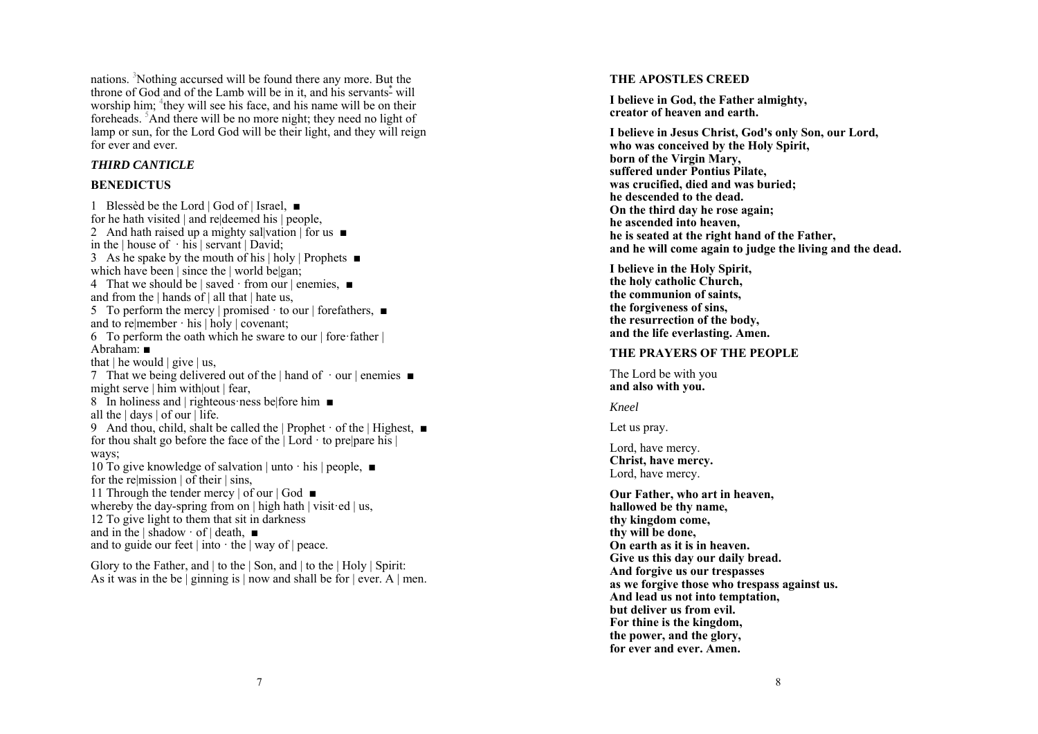nations. [3]Nothing accursed will be found there any more. But the throne of God and of the Lamb will be in it, and his servants* will worship him; [4]they will see his face, and his name will be on their foreheads. [5]And there will be no more night; they need no light of lamp or sun, for the Lord God will be their light, and they will reign for ever and ever.

### *THIRD CANTICLE*

### BENEDICTUS

1 Blessèd be the Lord | God of | Israel, ■
for he hath visited | and re|deemed his | people,
2 And hath raised up a mighty sal|vation | for us ■
in the | house of · his | servant | David;
3 As he spake by the mouth of his | holy | Prophets ■
which have been | since the | world be|gan;
4 That we should be | saved · from our | enemies, ■
and from the | hands of | all that | hate us,
5 To perform the mercy | promised · to our | forefathers, ■
and to re|member · his | holy | covenant;
6 To perform the oath which he sware to our | fore·father | Abraham: ■
that | he would | give | us,
7 That we being delivered out of the | hand of · our | enemies ■
might serve | him with|out | fear,
8 In holiness and | righteous·ness be|fore him ■
all the | days | of our | life.
9 And thou, child, shalt be called the | Prophet · of the | Highest, ■
for thou shalt go before the face of the | Lord · to pre|pare his | ways;
10 To give knowledge of salvation | unto · his | people, ■
for the re|mission | of their | sins,
11 Through the tender mercy | of our | God ■
whereby the day-spring from on | high hath | visit·ed | us,
12 To give light to them that sit in darkness
and in the | shadow · of | death, ■
and to guide our feet | into · the | way of | peace.

Glory to the Father, and | to the | Son, and | to the | Holy | Spirit:
As it was in the be | ginning is | now and shall be for | ever. A | men.

### THE APOSTLES CREED

**I believe in God, the Father almighty,**
**creator of heaven and earth.**

**I believe in Jesus Christ, God's only Son, our Lord,**
**who was conceived by the Holy Spirit,**
**born of the Virgin Mary,**
**suffered under Pontius Pilate,**
**was crucified, died and was buried;**
**he descended to the dead.**
**On the third day he rose again;**
**he ascended into heaven,**
**he is seated at the right hand of the Father,**
**and he will come again to judge the living and the dead.**

**I believe in the Holy Spirit,**
**the holy catholic Church,**
**the communion of saints,**
**the forgiveness of sins,**
**the resurrection of the body,**
**and the life everlasting. Amen.**

### THE PRAYERS OF THE PEOPLE

The Lord be with you
**and also with you.**

*Kneel*

Let us pray.

Lord, have mercy.
**Christ, have mercy.**
Lord, have mercy.

**Our Father, who art in heaven,**
**hallowed be thy name,**
**thy kingdom come,**
**thy will be done,**
**On earth as it is in heaven.**
**Give us this day our daily bread.**
**And forgive us our trespasses**
**as we forgive those who trespass against us.**
**And lead us not into temptation,**
**but deliver us from evil.**
**For thine is the kingdom,**
**the power, and the glory,**
**for ever and ever. Amen.**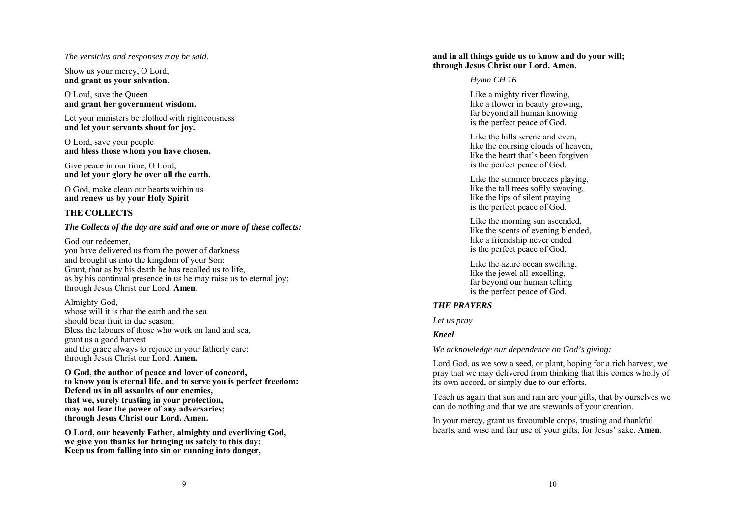*The versicles and responses may be said.*

Show us your mercy, O Lord,
**and grant us your salvation.**

O Lord, save the Queen
**and grant her government wisdom.**

Let your ministers be clothed with righteousness
**and let your servants shout for joy.**

O Lord, save your people
**and bless those whom you have chosen.**

Give peace in our time, O Lord,
**and let your glory be over all the earth.**

O God, make clean our hearts within us
**and renew us by your Holy Spirit**

**THE COLLECTS**

***The Collects of the day are said and one or more of these collects:***

God our redeemer,
you have delivered us from the power of darkness
and brought us into the kingdom of your Son:
Grant, that as by his death he has recalled us to life,
as by his continual presence in us he may raise us to eternal joy;
through Jesus Christ our Lord. **Amen**.

Almighty God,
whose will it is that the earth and the sea
should bear fruit in due season:
Bless the labours of those who work on land and sea,
grant us a good harvest
and the grace always to rejoice in your fatherly care:
through Jesus Christ our Lord. **Amen.**

**O God, the author of peace and lover of concord,
to know you is eternal life, and to serve you is perfect freedom:
Defend us in all assaults of our enemies,
that we, surely trusting in your protection,
may not fear the power of any adversaries;
through Jesus Christ our Lord. Amen.**

**O Lord, our heavenly Father, almighty and everliving God,
we give you thanks for bringing us safely to this day:
Keep us from falling into sin or running into danger,
and in all things guide us to know and do your will;
through Jesus Christ our Lord. Amen.**

*Hymn CH 16*

Like a mighty river flowing,
like a flower in beauty growing,
far beyond all human knowing
is the perfect peace of God.

Like the hills serene and even,
like the coursing clouds of heaven,
like the heart that's been forgiven
is the perfect peace of God.

Like the summer breezes playing,
like the tall trees softly swaying,
like the lips of silent praying
is the perfect peace of God.

Like the morning sun ascended,
like the scents of evening blended,
like a friendship never ended
is the perfect peace of God.

Like the azure ocean swelling,
like the jewel all-excelling,
far beyond our human telling
is the perfect peace of God.

***THE PRAYERS***

*Let us pray*

***Kneel***

*We acknowledge our dependence on God's giving:*

Lord God, as we sow a seed, or plant, hoping for a rich harvest, we pray that we may delivered from thinking that this comes wholly of its own accord, or simply due to our efforts.

Teach us again that sun and rain are your gifts, that by ourselves we can do nothing and that we are stewards of your creation.

In your mercy, grant us favourable crops, trusting and thankful hearts, and wise and fair use of your gifts, for Jesus' sake. **Amen**.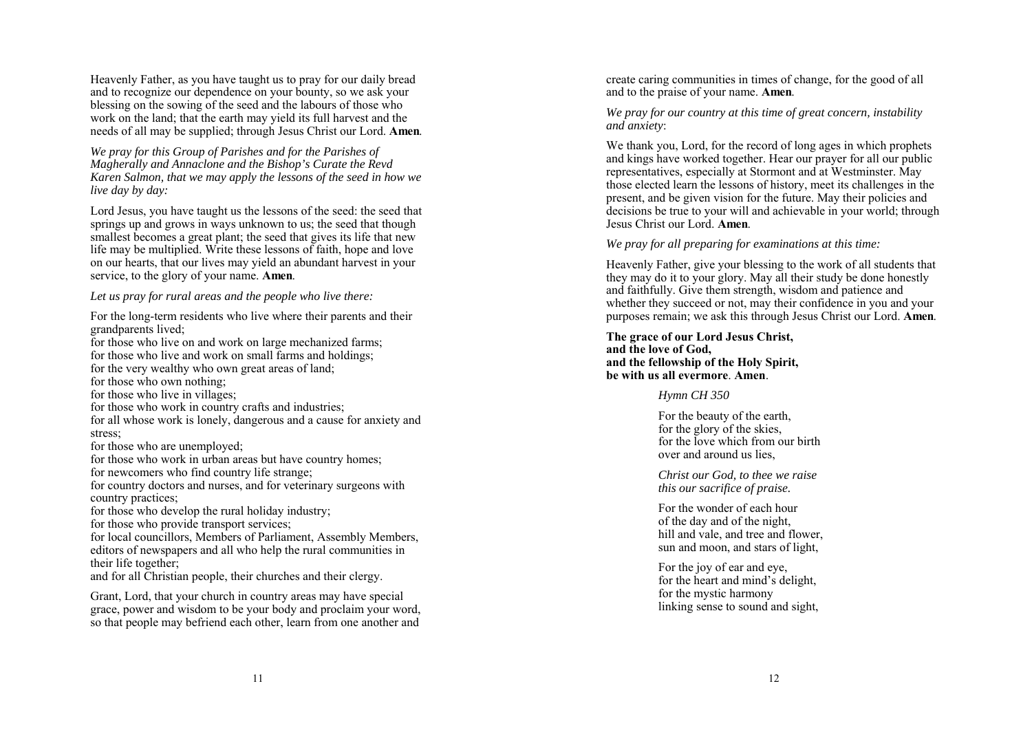Heavenly Father, as you have taught us to pray for our daily bread and to recognize our dependence on your bounty, so we ask your blessing on the sowing of the seed and the labours of those who work on the land; that the earth may yield its full harvest and the needs of all may be supplied; through Jesus Christ our Lord. **Amen**.

*We pray for this Group of Parishes and for the Parishes of Magherally and Annaclone and the Bishop's Curate the Revd Karen Salmon, that we may apply the lessons of the seed in how we live day by day:*

Lord Jesus, you have taught us the lessons of the seed: the seed that springs up and grows in ways unknown to us; the seed that though smallest becomes a great plant; the seed that gives its life that new life may be multiplied. Write these lessons of faith, hope and love on our hearts, that our lives may yield an abundant harvest in your service, to the glory of your name. **Amen**.

*Let us pray for rural areas and the people who live there:*

For the long-term residents who live where their parents and their grandparents lived;
for those who live on and work on large mechanized farms;
for those who live and work on small farms and holdings;
for the very wealthy who own great areas of land;
for those who own nothing;
for those who live in villages;
for those who work in country crafts and industries;
for all whose work is lonely, dangerous and a cause for anxiety and stress;
for those who are unemployed;
for those who work in urban areas but have country homes;
for newcomers who find country life strange;
for country doctors and nurses, and for veterinary surgeons with country practices;
for those who develop the rural holiday industry;
for those who provide transport services;
for local councillors, Members of Parliament, Assembly Members, editors of newspapers and all who help the rural communities in their life together;
and for all Christian people, their churches and their clergy.

Grant, Lord, that your church in country areas may have special grace, power and wisdom to be your body and proclaim your word, so that people may befriend each other, learn from one another and create caring communities in times of change, for the good of all and to the praise of your name. **Amen**.

*We pray for our country at this time of great concern, instability and anxiety*:

We thank you, Lord, for the record of long ages in which prophets and kings have worked together. Hear our prayer for all our public representatives, especially at Stormont and at Westminster. May those elected learn the lessons of history, meet its challenges in the present, and be given vision for the future. May their policies and decisions be true to your will and achievable in your world; through Jesus Christ our Lord. **Amen**.

*We pray for all preparing for examinations at this time:*

Heavenly Father, give your blessing to the work of all students that they may do it to your glory. May all their study be done honestly and faithfully. Give them strength, wisdom and patience and whether they succeed or not, may their confidence in you and your purposes remain; we ask this through Jesus Christ our Lord. **Amen**.

**The grace of our Lord Jesus Christ,
and the love of God,
and the fellowship of the Holy Spirit,
be with us all evermore**. **Amen**.

*Hymn CH 350*

For the beauty of the earth,
for the glory of the skies,
for the love which from our birth
over and around us lies,

*Christ our God, to thee we raise
this our sacrifice of praise.*

For the wonder of each hour
of the day and of the night,
hill and vale, and tree and flower,
sun and moon, and stars of light,

For the joy of ear and eye,
for the heart and mind's delight,
for the mystic harmony
linking sense to sound and sight,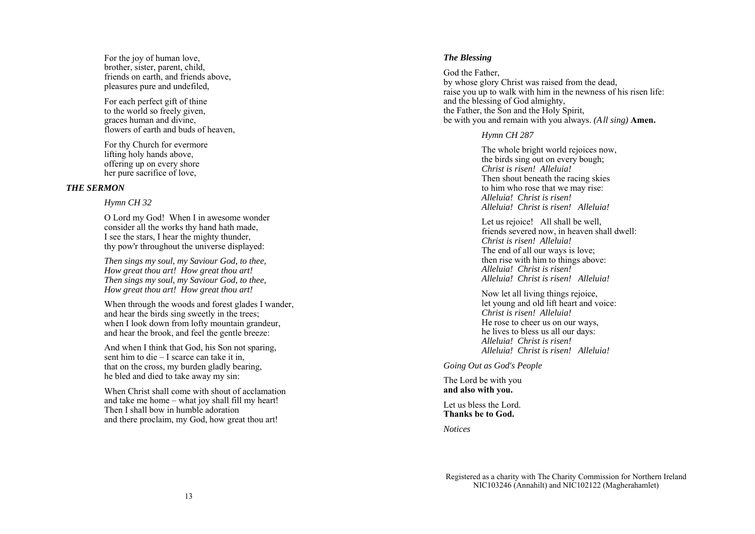For the joy of human love,
brother, sister, parent, child,
friends on earth, and friends above,
pleasures pure and undefiled,

For each perfect gift of thine
to the world so freely given,
graces human and divine,
flowers of earth and buds of heaven,

For thy Church for evermore
lifting holy hands above,
offering up on every shore
her pure sacrifice of love,

### *THE SERMON*

*Hymn CH 32*

O Lord my God! When I in awesome wonder
consider all the works thy hand hath made,
I see the stars, I hear the mighty thunder,
thy pow'r throughout the universe displayed:

*Then sings my soul, my Saviour God, to thee,*
*How great thou art! How great thou art!*
*Then sings my soul, my Saviour God, to thee,*
*How great thou art! How great thou art!*

When through the woods and forest glades I wander,
and hear the birds sing sweetly in the trees;
when I look down from lofty mountain grandeur,
and hear the brook, and feel the gentle breeze:

And when I think that God, his Son not sparing,
sent him to die – I scarce can take it in,
that on the cross, my burden gladly bearing,
he bled and died to take away my sin:

When Christ shall come with shout of acclamation
and take me home – what joy shall fill my heart!
Then I shall bow in humble adoration
and there proclaim, my God, how great thou art!

### *The Blessing*

God the Father,
by whose glory Christ was raised from the dead,
raise you up to walk with him in the newness of his risen life:
and the blessing of God almighty,
the Father, the Son and the Holy Spirit,
be with you and remain with you always. *(All sing)* **Amen.**

*Hymn CH 287*

The whole bright world rejoices now,
the birds sing out on every bough;
*Christ is risen! Alleluia!*
Then shout beneath the racing skies
to him who rose that we may rise:
*Alleluia! Christ is risen!*
*Alleluia! Christ is risen! Alleluia!*

Let us rejoice! All shall be well,
friends severed now, in heaven shall dwell:
*Christ is risen! Alleluia!*
The end of all our ways is love;
then rise with him to things above:
*Alleluia! Christ is risen!*
*Alleluia! Christ is risen! Alleluia!*

Now let all living things rejoice,
let young and old lift heart and voice:
*Christ is risen! Alleluia!*
He rose to cheer us on our ways,
he lives to bless us all our days:
*Alleluia! Christ is risen!*
*Alleluia! Christ is risen! Alleluia!*

*Going Out as God's People*

The Lord be with you
**and also with you.**

Let us bless the Lord.
**Thanks be to God.**

*Notices*

Registered as a charity with The Charity Commission for Northern Ireland
NIC103246 (Annahilt) and NIC102122 (Magherahamlet)